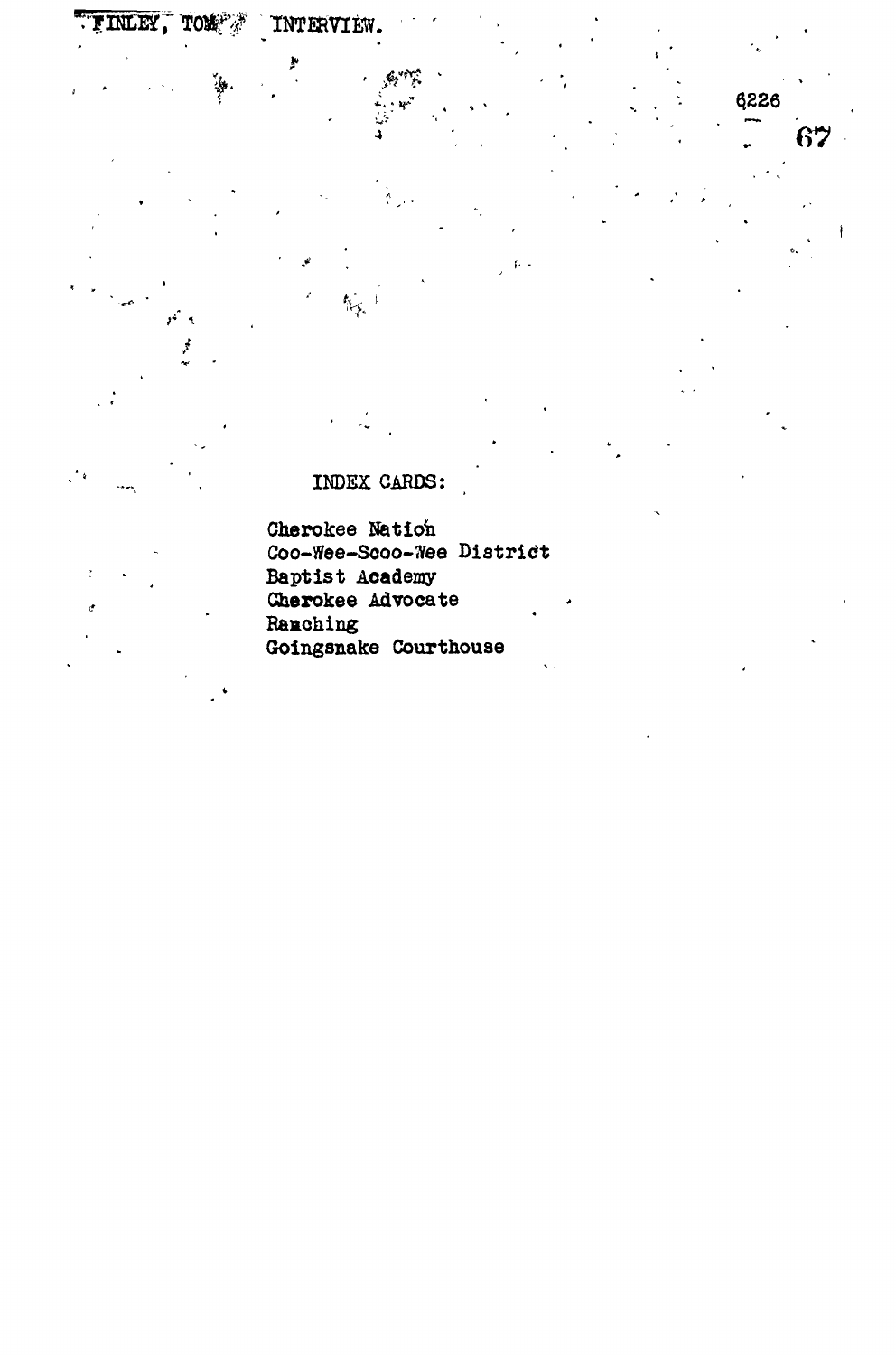FINLEY, TOM INTERVIEW.

6226

INDEX CARDS:

Cherokee Nation
Coo-Wee-Scoo-Wee District
Baptist Academy
Cherokee Advocate
Ranching
Goingsnake Courthouse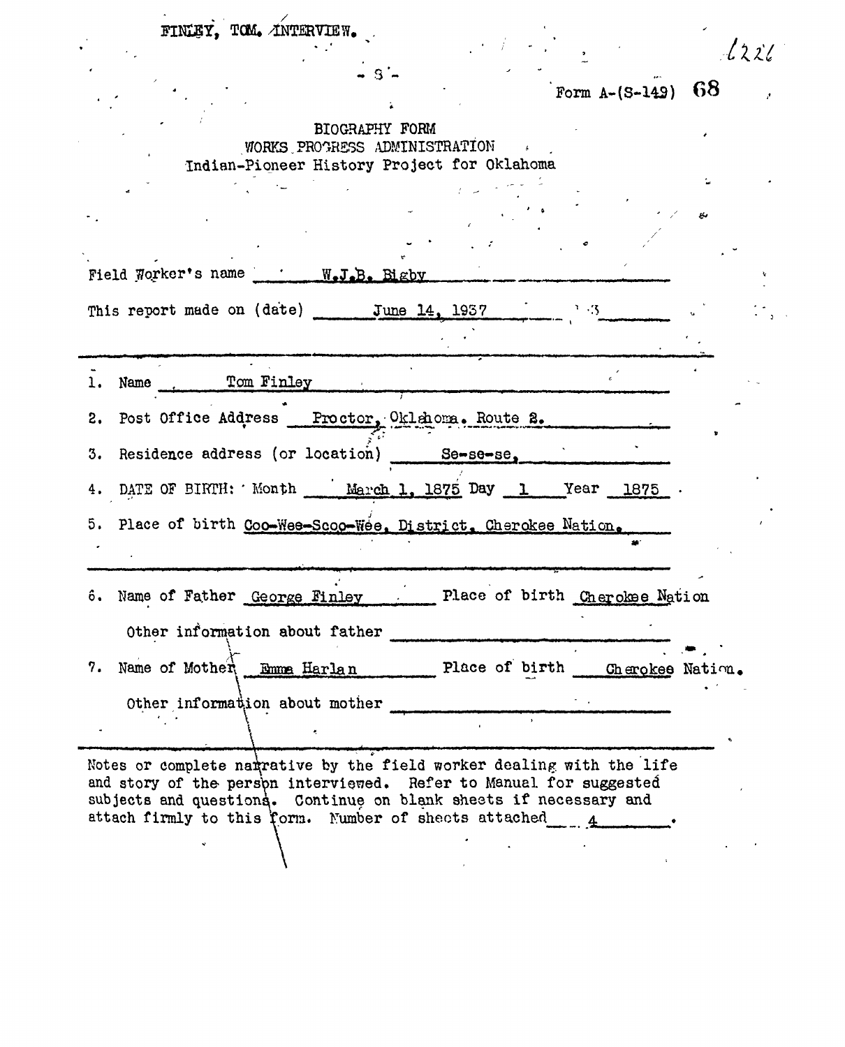FINLEY, TOM. INTERVIEW.

Form A-(S-149)

BIOGRAPHY FORM
WORKS PROGRESS ADMINISTRATION
Indian-Pioneer History Project for Oklahoma

Field Worker's name W.J.B. Bigby

This report made on (date) June 14, 1937

1. Name Tom Finley
2. Post Office Address Proctor, Oklahoma. Route 2.
3. Residence address (or location) Se-se-se,
4. DATE OF BIRTH: Month March 1, 1875 Day 1 Year 1875
5. Place of birth Coo-Wee-Scoo-Wee, District, Cherokee Nation.

6. Name of Father George Finley Place of birth Cherokee Nation

   Other information about father

7. Name of Mother Emma Harlan Place of birth Cherokee Nation.

   Other information about mother

Notes or complete narrative by the field worker dealing with the life and story of the person interviewed. Refer to Manual for suggested subjects and questions. Continue on blank sheets if necessary and attach firmly to this form. Number of sheets attached 4.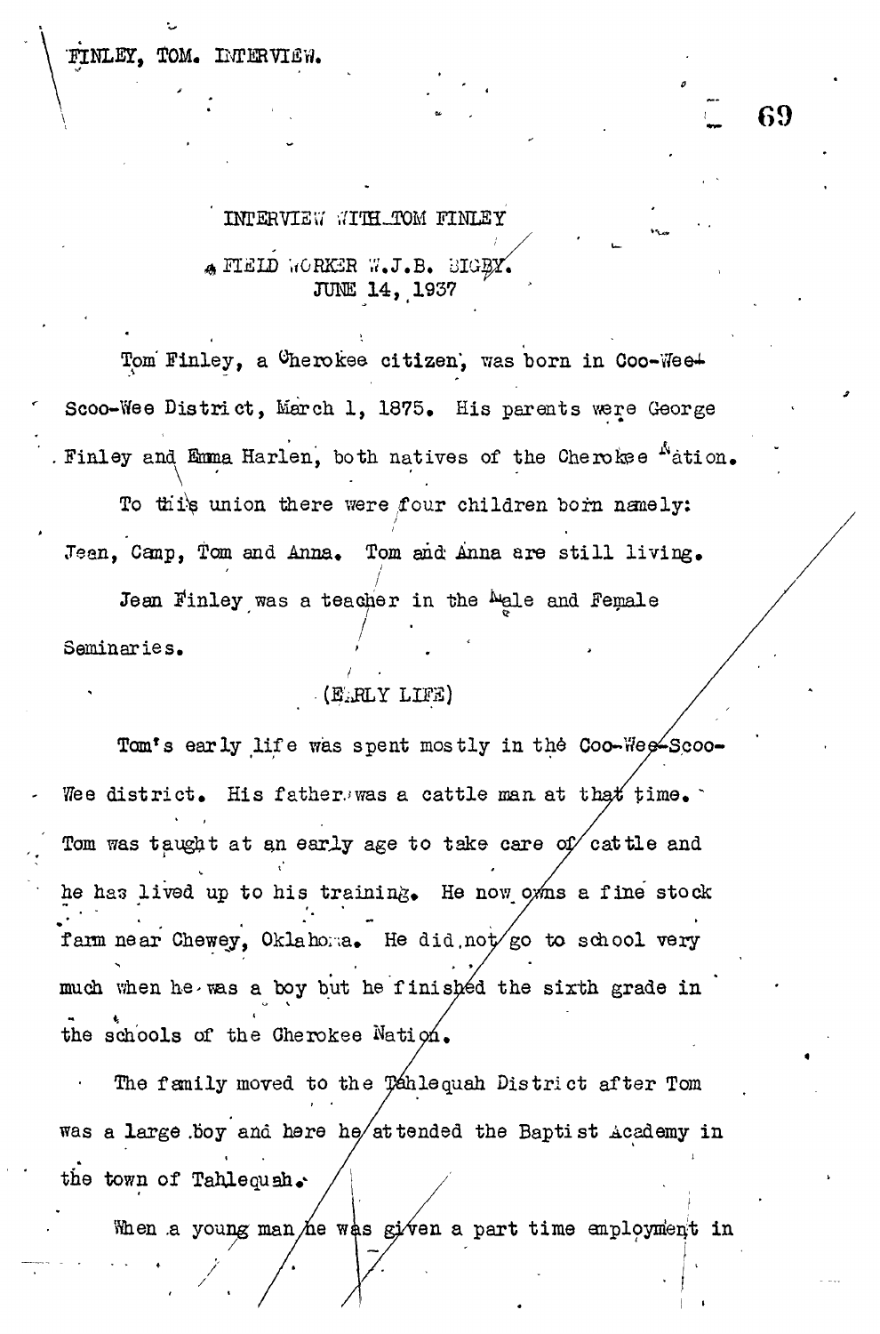FINLEY, TOM. INTERVIEW.

INTERVIEW WITH TOM FINLEY

FIELD WORKER W.J.B. BIGBY.
JUNE 14, 1937

Tom Finley, a Cherokee citizen, was born in Coo-Wee-Scoo-Wee District, March 1, 1875. His parents were George Finley and Emma Harlen, both natives of the Cherokee Nation.

To this union there were four children born namely: Jean, Camp, Tom and Anna. Tom and Anna are still living.

Jean Finley was a teacher in the Male and Female Seminaries.

(EARLY LIFE)

Tom's early life was spent mostly in the Coo-Wee-Scoo-Wee district. His father was a cattle man at that time. Tom was taught at an early age to take care of cattle and he has lived up to his training. He now owns a fine stock farm near Chewey, Oklahoma. He did not go to school very much when he was a boy but he finished the sixth grade in the schools of the Cherokee Nation.

The family moved to the Tahlequah District after Tom was a large boy and here he attended the Baptist Academy in the town of Tahlequah.

When a young man he was given a part time employment in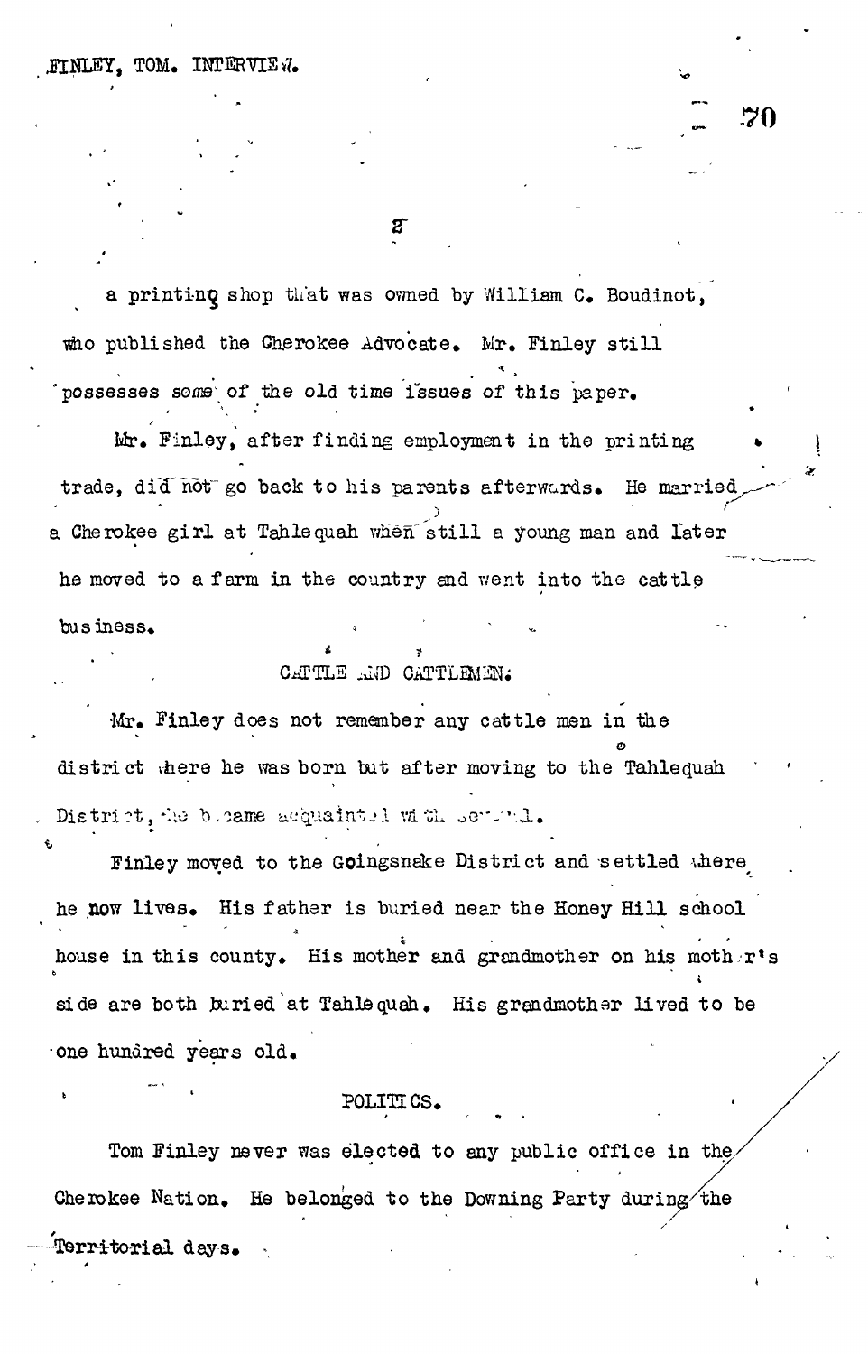a printing shop that was owned by William C. Boudinot, who published the Cherokee Advocate. Mr. Finley still possesses some of the old time issues of this paper.

Mr. Finley, after finding employment in the printing trade, did not go back to his parents afterwards. He married a Cherokee girl at Tahlequah when still a young man and later he moved to a farm in the country and went into the cattle business.

CATTLE AND CATTLEMEN.

Mr. Finley does not remember any cattle men in the district where he was born but after moving to the Tahlequah District, he became acquainted with several.

Finley moved to the Goingsnake District and settled where he now lives. His father is buried near the Honey Hill school house in this county. His mother and grandmother on his mother's side are both buried at Tahlequah. His grandmother lived to be one hundred years old.

POLITICS.

Tom Finley never was elected to any public office in the Cherokee Nation. He belonged to the Downing Party during the Territorial days.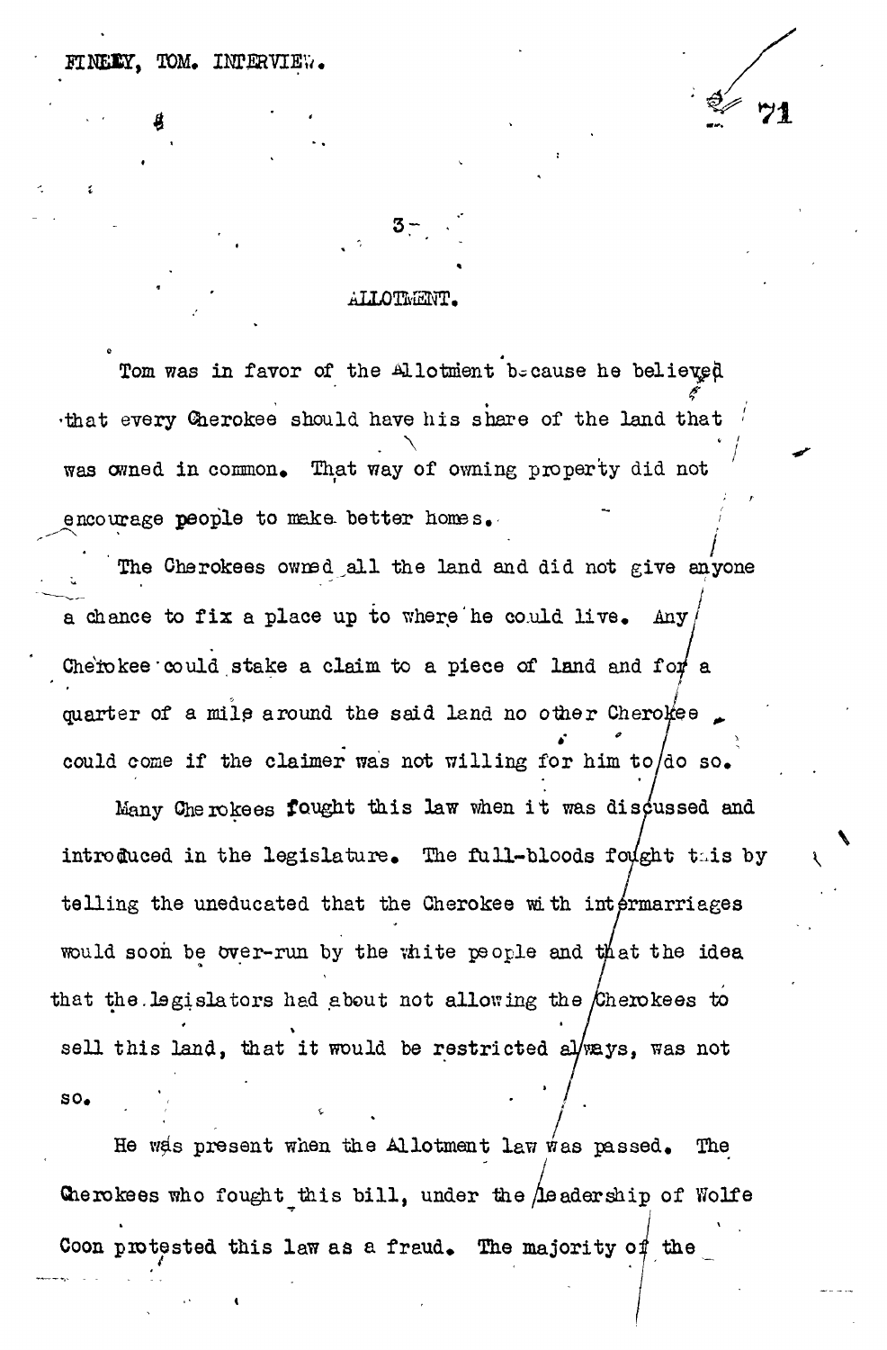FINNEY, TOM. INTERVIEW.

## ALLOTMENT.

Tom was in favor of the Allotment because he believed that every Cherokee should have his share of the land that was owned in common. That way of owning property did not encourage people to make better homes.

The Cherokees owned all the land and did not give anyone a chance to fix a place up to where he could live. Any Cherokee could stake a claim to a piece of land and for a quarter of a mile around the said land no other Cherokee could come if the claimer was not willing for him to do so.

Many Cherokees fought this law when it was discussed and introduced in the legislature. The full-bloods fought this by telling the uneducated that the Cherokee with intermarriages would soon be over-run by the white people and that the idea that the legislators had about not allowing the Cherokees to sell this land, that it would be restricted always, was not so.

He was present when the Allotment law was passed. The Cherokees who fought this bill, under the leadership of Wolfe Coon protested this law as a fraud. The majority of the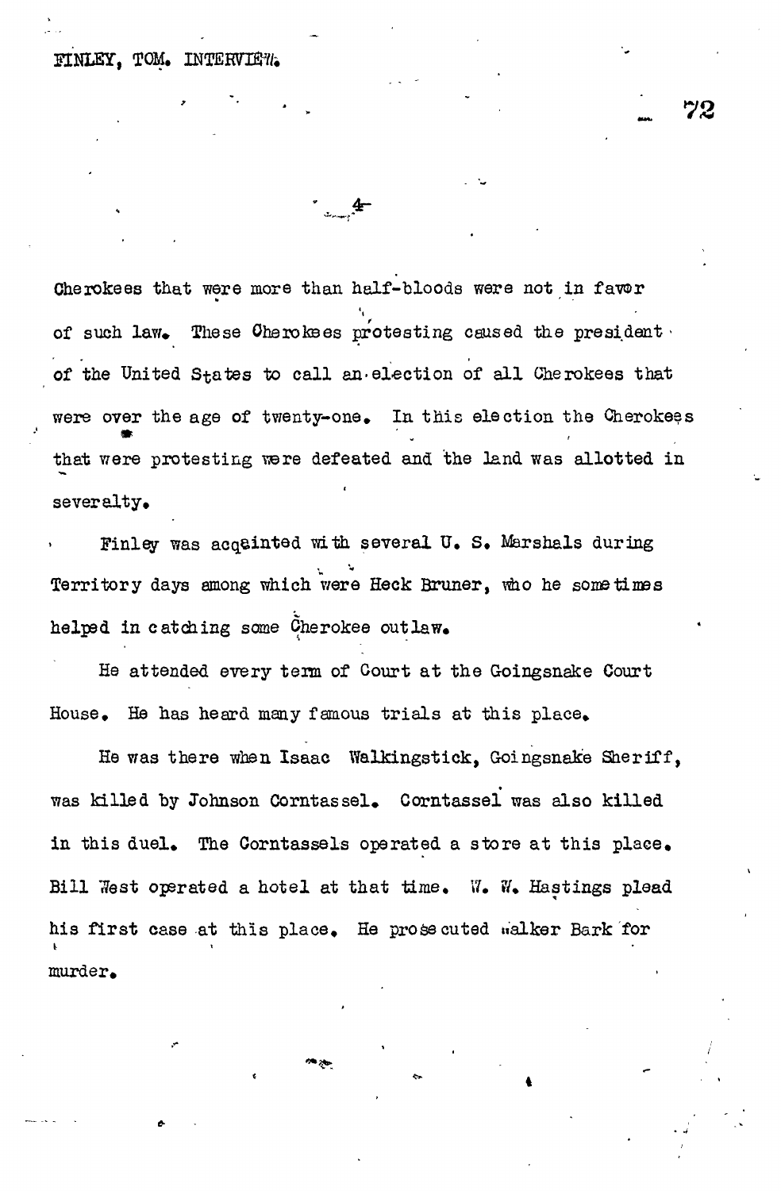Cherokees that were more than half-bloods were not in favor of such law. These Cherokees protesting caused the president of the United States to call an election of all Cherokees that were over the age of twenty-one. In this election the Cherokees that were protesting were defeated and the land was allotted in severalty.

Finley was acqainted with several U. S. Marshals during Territory days among which were Heck Bruner, who he sometimes helped in catching some Cherokee outlaw.

He attended every term of Court at the Goingsnake Court House. He has heard many famous trials at this place.

He was there when Isaac Walkingstick, Goingsnake Sheriff, was killed by Johnson Corntassel. Corntassel was also killed in this duel. The Corntassels operated a store at this place. Bill West operated a hotel at that time. W. W. Hastings plead his first case at this place. He prosecuted Walker Bark for murder.